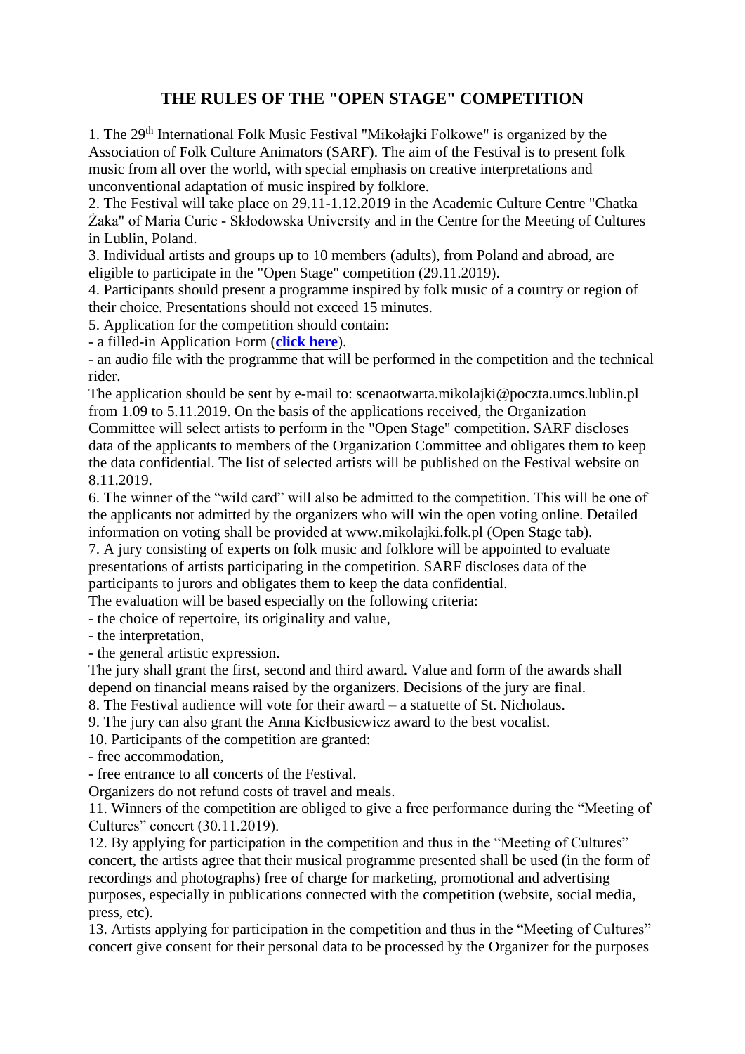# THE RULES OF THE "OPEN STAGE" COMPETITION

1. The 29th International Folk Music Festival "Mikołajki Folkowe" is organized by the Association of Folk Culture Animators (SARF). The aim of the Festival is to present folk music from all over the world, with special emphasis on creative interpretations and unconventional adaptation of music inspired by folklore.
2. The Festival will take place on 29.11-1.12.2019 in the Academic Culture Centre "Chatka Żaka" of Maria Curie - Skłodowska University and in the Centre for the Meeting of Cultures in Lublin, Poland.
3. Individual artists and groups up to 10 members (adults), from Poland and abroad, are eligible to participate in the "Open Stage" competition (29.11.2019).
4. Participants should present a programme inspired by folk music of a country or region of their choice. Presentations should not exceed 15 minutes.
5. Application for the competition should contain:
- a filled-in Application Form (**click here**).
- an audio file with the programme that will be performed in the competition and the technical rider.

The application should be sent by e-mail to: scenaotwarta.mikolajki@poczta.umcs.lublin.pl from 1.09 to 5.11.2019. On the basis of the applications received, the Organization Committee will select artists to perform in the "Open Stage" competition. SARF discloses data of the applicants to members of the Organization Committee and obligates them to keep the data confidential. The list of selected artists will be published on the Festival website on 8.11.2019.

6. The winner of the "wild card" will also be admitted to the competition. This will be one of the applicants not admitted by the organizers who will win the open voting online. Detailed information on voting shall be provided at www.mikolajki.folk.pl (Open Stage tab).
7. A jury consisting of experts on folk music and folklore will be appointed to evaluate presentations of artists participating in the competition. SARF discloses data of the participants to jurors and obligates them to keep the data confidential.

The evaluation will be based especially on the following criteria:
- the choice of repertoire, its originality and value,
- the interpretation,
- the general artistic expression.

The jury shall grant the first, second and third award. Value and form of the awards shall depend on financial means raised by the organizers. Decisions of the jury are final.

8. The Festival audience will vote for their award – a statuette of St. Nicholaus.
9. The jury can also grant the Anna Kiełbusiewicz award to the best vocalist.
10. Participants of the competition are granted:
- free accommodation,
- free entrance to all concerts of the Festival.

Organizers do not refund costs of travel and meals.

11. Winners of the competition are obliged to give a free performance during the "Meeting of Cultures" concert (30.11.2019).
12. By applying for participation in the competition and thus in the "Meeting of Cultures" concert, the artists agree that their musical programme presented shall be used (in the form of recordings and photographs) free of charge for marketing, promotional and advertising purposes, especially in publications connected with the competition (website, social media, press, etc).
13. Artists applying for participation in the competition and thus in the "Meeting of Cultures" concert give consent for their personal data to be processed by the Organizer for the purposes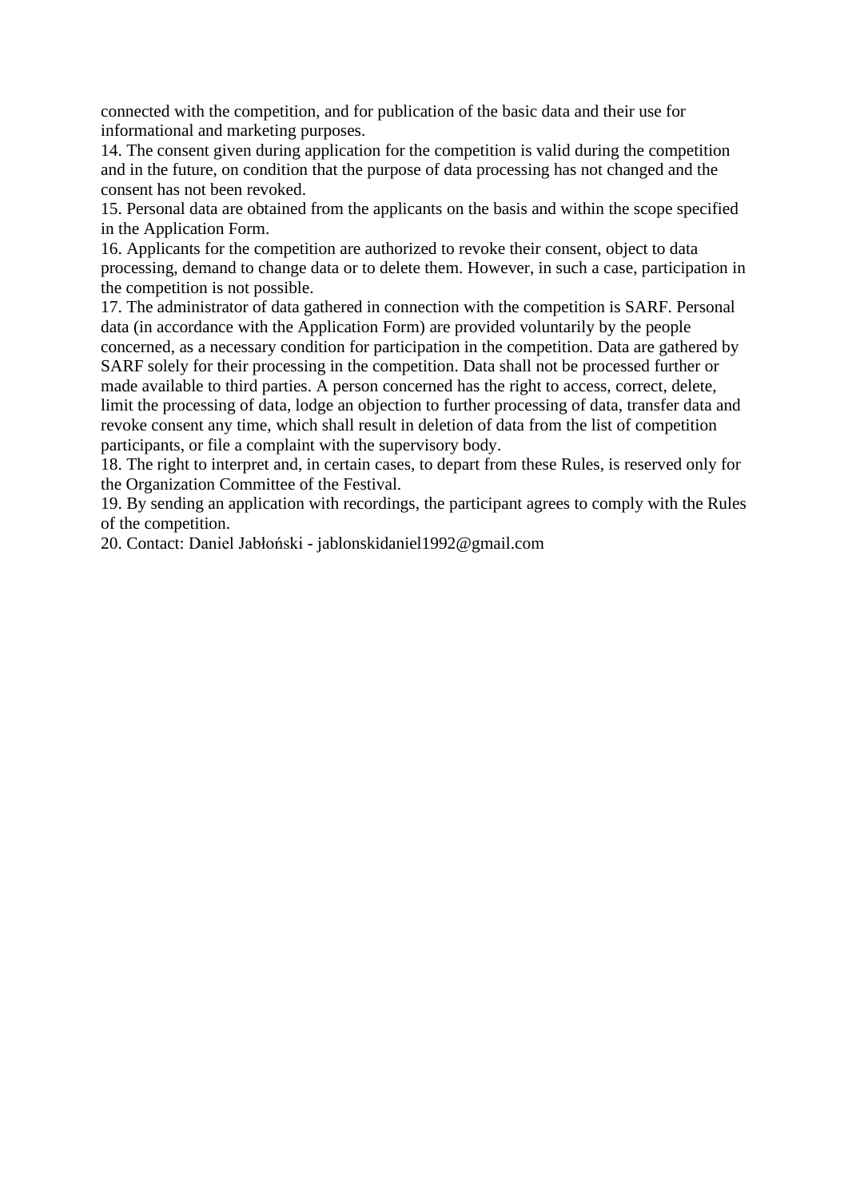connected with the competition, and for publication of the basic data and their use for informational and marketing purposes.

14. The consent given during application for the competition is valid during the competition and in the future, on condition that the purpose of data processing has not changed and the consent has not been revoked.

15. Personal data are obtained from the applicants on the basis and within the scope specified in the Application Form.

16. Applicants for the competition are authorized to revoke their consent, object to data processing, demand to change data or to delete them. However, in such a case, participation in the competition is not possible.

17. The administrator of data gathered in connection with the competition is SARF. Personal data (in accordance with the Application Form) are provided voluntarily by the people concerned, as a necessary condition for participation in the competition. Data are gathered by SARF solely for their processing in the competition. Data shall not be processed further or made available to third parties. A person concerned has the right to access, correct, delete, limit the processing of data, lodge an objection to further processing of data, transfer data and revoke consent any time, which shall result in deletion of data from the list of competition participants, or file a complaint with the supervisory body.

18. The right to interpret and, in certain cases, to depart from these Rules, is reserved only for the Organization Committee of the Festival.

19. By sending an application with recordings, the participant agrees to comply with the Rules of the competition.

20. Contact: Daniel Jabłoński - jablonskidaniel1992@gmail.com